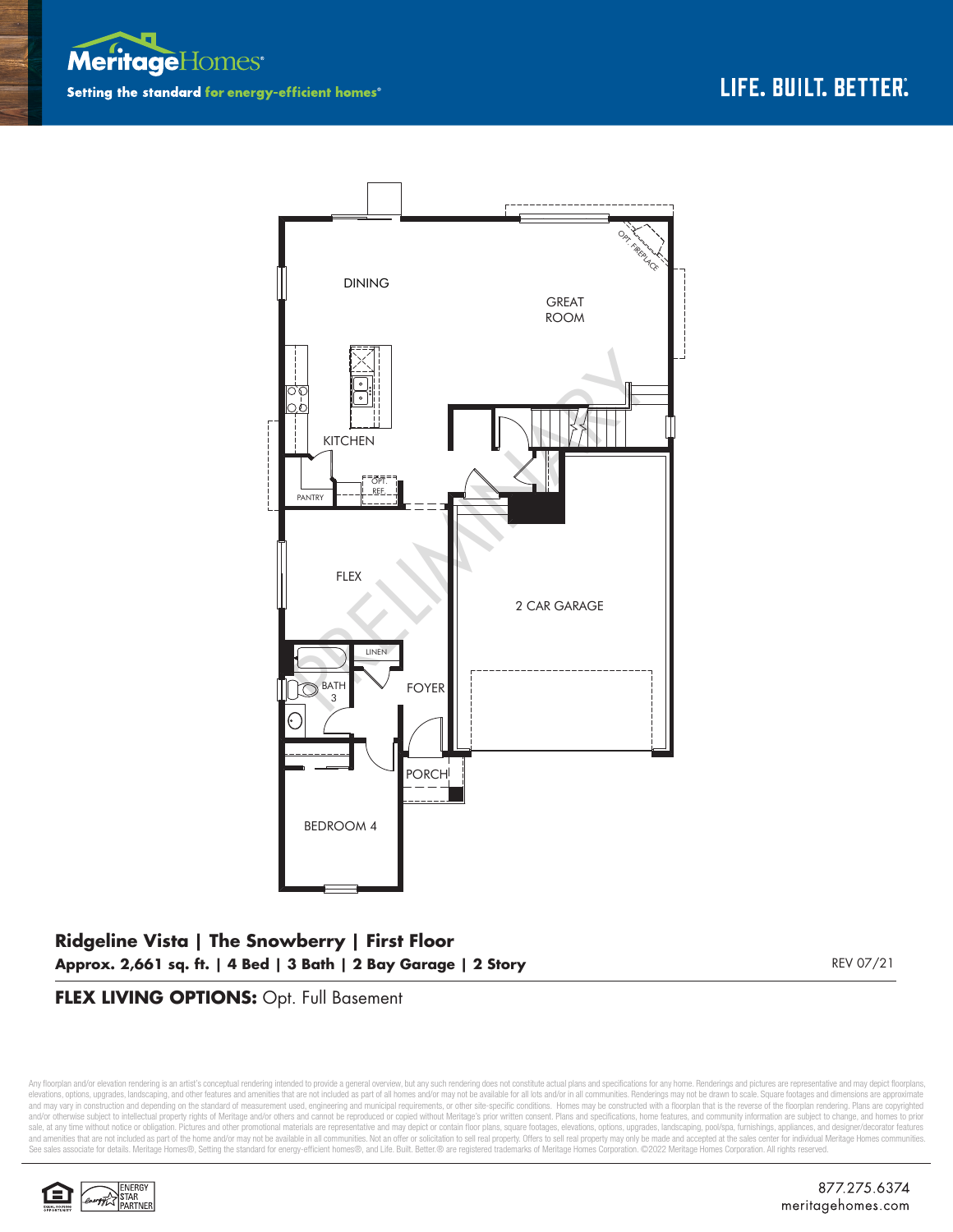Meritage Homes

Setting the standard for energy-efficient homes®

LIFE. BUILT. BETTER.®

DINING

GREAT ROOM

OPT. FIREPLACE

KITCHEN

PANTRY

OPT. REF.

FLEX

2 CAR GARAGE

LINEN

BATH 3

FOYER

PORCH

BEDROOM 4

PRELIMINARY

**Ridgeline Vista | The Snowberry | First Floor**

**Approx. 2,661 sq. ft. | 4 Bed | 3 Bath | 2 Bay Garage | 2 Story**

REV 07/21

**FLEX LIVING OPTIONS:** Opt. Full Basement

Any floorplan and/or elevation rendering is an artist's conceptual rendering intended to provide a general overview, but any such rendering does not constitute actual plans and specifications for any home. Renderings and pictures are representative and may depict floorplans, elevations, options, upgrades, landscaping, and other features and amenities that are not included as part of all homes and/or may not be available for all lots and/or in all communities. Renderings may not be drawn to scale. Square footages and dimensions are approximate and may vary in construction and depending on the standard of measurement used, engineering and municipal requirements, or other site-specific conditions. Homes may be constructed with a floorplan that is the reverse of the floorplan rendering. Plans are copyrighted and/or otherwise subject to intellectual property rights of Meritage and/or others and cannot be reproduced or copied without Meritage's prior written consent. Plans and specifications, home features, and community information are subject to change, and homes to prior sale, at any time without notice or obligation. Pictures and other promotional materials are representative and may depict or contain floor plans, square footages, elevations, options, upgrades, landscaping, pool/spa, furnishings, appliances, and designer/decorator features and amenities that are not included as part of the home and/or may not be available in all communities. Not an offer or solicitation to sell real property. Offers to sell real property may only be made and accepted at the sales center for individual Meritage Homes communities. See sales associate for details. Meritage Homes®, Setting the standard for energy-efficient homes®, and Life. Built. Better.® are registered trademarks of Meritage Homes Corporation. ©2022 Meritage Homes Corporation. All rights reserved.

ENERGY STAR PARTNER

877.275.6374

meritagehomes.com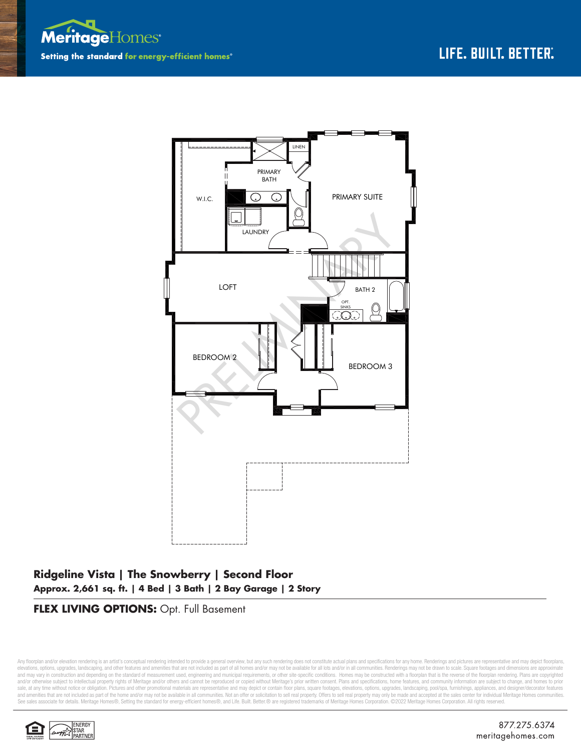Meritage Homes

Setting the standard for energy-efficient homes®

LIFE. BUILT. BETTER.

LINEN

PRIMARY BATH

W.I.C.

PRIMARY SUITE

LAUNDRY

LOFT

BATH 2

OPT. SINKS

BEDROOM 2

BEDROOM 3

PRELIMINARY

## Ridgeline Vista | The Snowberry | Second Floor

**Approx. 2,661 sq. ft. | 4 Bed | 3 Bath | 2 Bay Garage | 2 Story**

**FLEX LIVING OPTIONS:** Opt. Full Basement

Any floorplan and/or elevation rendering is an artist's conceptual rendering intended to provide a general overview, but any such rendering does not constitute actual plans and specifications for any home. Renderings and pictures are representative and may depict floorplans, elevations, options, upgrades, landscaping, and other features and amenities that are not included as part of all homes and/or may not be available for all lots and/or in all communities. Renderings may not be drawn to scale. Square footages and dimensions are approximate and may vary in construction and depending on the standard of measurement used, engineering and municipal requirements, or other site-specific conditions. Homes may be constructed with a floorplan that is the reverse of the floorplan rendering. Plans are copyrighted and/or otherwise subject to intellectual property rights of Meritage and/or others and cannot be reproduced or copied without Meritage's prior written consent. Plans and specifications, home features, and community information are subject to change, and homes to prior sale, at any time without notice or obligation. Pictures and other promotional materials are representative and may depict or contain floor plans, square footages, elevations, options, upgrades, landscaping, pool/spa, furnishings, appliances, and designer/decorator features and amenities that are not included as part of the home and/or may not be available in all communities. Not an offer or solicitation to sell real property. Offers to sell real property may only be made and accepted at the sales center for individual Meritage Homes communities. See sales associate for details. Meritage Homes®, Setting the standard for energy-efficient homes®, and Life. Built. Better.® are registered trademarks of Meritage Homes Corporation. ©2022 Meritage Homes Corporation. All rights reserved.

ENERGY STAR PARTNER

877.275.6374
meritagehomes.com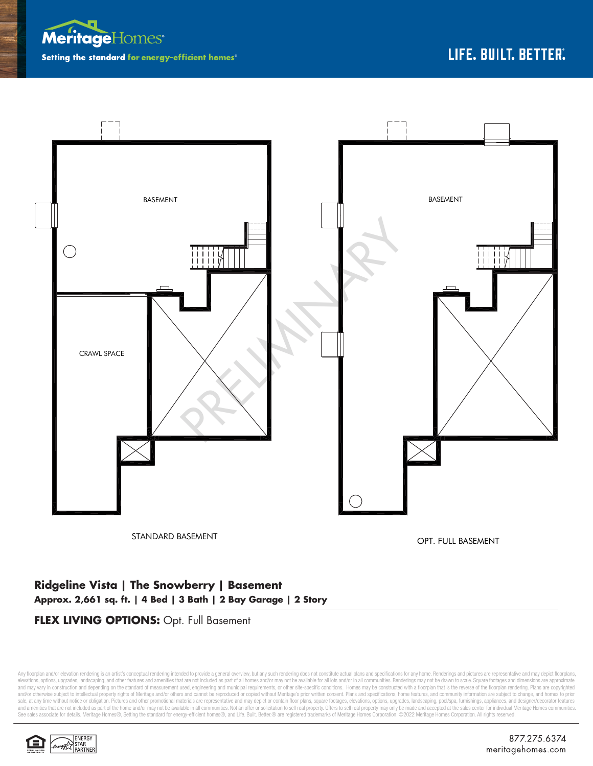Meritage Homes

Setting the standard for energy-efficient homes®

LIFE. BUILT. BETTER.®

BASEMENT

CRAWL SPACE

STANDARD BASEMENT

BASEMENT

OPT. FULL BASEMENT

PRELIMINARY

## Ridgeline Vista | The Snowberry | Basement

**Approx. 2,661 sq. ft. | 4 Bed | 3 Bath | 2 Bay Garage | 2 Story**

**FLEX LIVING OPTIONS:** Opt. Full Basement

Any floorplan and/or elevation rendering is an artist's conceptual rendering intended to provide a general overview, but any such rendering does not constitute actual plans and specifications for any home. Renderings and pictures are representative and may depict floorplans, elevations, options, upgrades, landscaping, and other features and amenities that are not included as part of all homes and/or may not be available for all lots and/or in all communities. Renderings may not be drawn to scale. Square footages and dimensions are approximate and may vary in construction and depending on the standard of measurement used, engineering and municipal requirements, or other site-specific conditions. Homes may be constructed with a floorplan that is the reverse of the floorplan rendering. Plans are copyrighted and/or otherwise subject to intellectual property rights of Meritage and/or others and cannot be reproduced or copied without Meritage's prior written consent. Plans and specifications, home features, and community information are subject to change, and homes to prior sale, at any time without notice or obligation. Pictures and other promotional materials are representative and may depict or contain floor plans, square footages, elevations, options, upgrades, landscaping, pool/spa, furnishings, appliances, and designer/decorator features and amenities that are not included as part of the home and/or may not be available in all communities. Not an offer or solicitation to sell real property. Offers to sell real property may only be made and accepted at the sales center for individual Meritage Homes communities. See sales associate for details. Meritage Homes®, Setting the standard for energy-efficient homes®, and Life. Built. Better.® are registered trademarks of Meritage Homes Corporation. ©2022 Meritage Homes Corporation. All rights reserved.

ENERGY STAR PARTNER

877.275.6374
meritagehomes.com